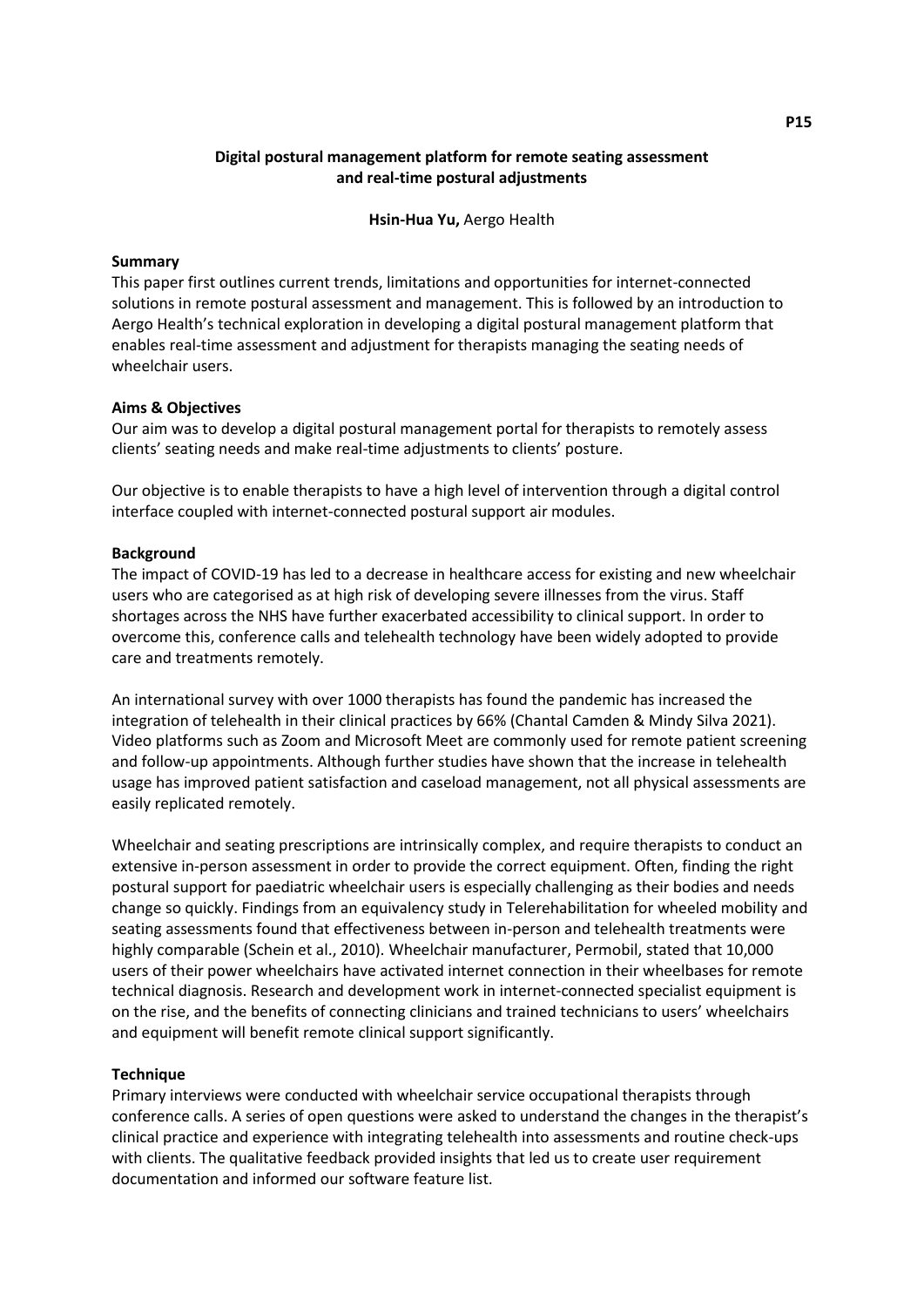# Digital postural management platform for remote seating assessment and real-time postural adjustments

**Hsin-Hua Yu,** Aergo Health

## Summary

This paper first outlines current trends, limitations and opportunities for internet-connected solutions in remote postural assessment and management. This is followed by an introduction to Aergo Health's technical exploration in developing a digital postural management platform that enables real-time assessment and adjustment for therapists managing the seating needs of wheelchair users.

## Aims & Objectives

Our aim was to develop a digital postural management portal for therapists to remotely assess clients' seating needs and make real-time adjustments to clients' posture.

Our objective is to enable therapists to have a high level of intervention through a digital control interface coupled with internet-connected postural support air modules.

## Background

The impact of COVID-19 has led to a decrease in healthcare access for existing and new wheelchair users who are categorised as at high risk of developing severe illnesses from the virus. Staff shortages across the NHS have further exacerbated accessibility to clinical support. In order to overcome this, conference calls and telehealth technology have been widely adopted to provide care and treatments remotely.

An international survey with over 1000 therapists has found the pandemic has increased the integration of telehealth in their clinical practices by 66% (Chantal Camden & Mindy Silva 2021). Video platforms such as Zoom and Microsoft Meet are commonly used for remote patient screening and follow-up appointments. Although further studies have shown that the increase in telehealth usage has improved patient satisfaction and caseload management, not all physical assessments are easily replicated remotely.

Wheelchair and seating prescriptions are intrinsically complex, and require therapists to conduct an extensive in-person assessment in order to provide the correct equipment. Often, finding the right postural support for paediatric wheelchair users is especially challenging as their bodies and needs change so quickly. Findings from an equivalency study in Telerehabilitation for wheeled mobility and seating assessments found that effectiveness between in-person and telehealth treatments were highly comparable (Schein et al., 2010). Wheelchair manufacturer, Permobil, stated that 10,000 users of their power wheelchairs have activated internet connection in their wheelbases for remote technical diagnosis. Research and development work in internet-connected specialist equipment is on the rise, and the benefits of connecting clinicians and trained technicians to users' wheelchairs and equipment will benefit remote clinical support significantly.

## Technique

Primary interviews were conducted with wheelchair service occupational therapists through conference calls. A series of open questions were asked to understand the changes in the therapist's clinical practice and experience with integrating telehealth into assessments and routine check-ups with clients. The qualitative feedback provided insights that led us to create user requirement documentation and informed our software feature list.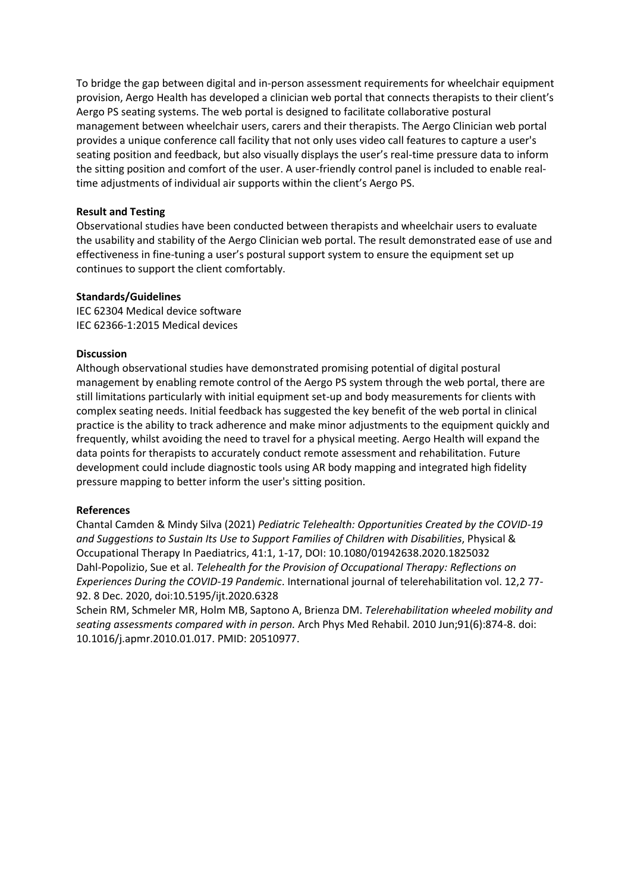To bridge the gap between digital and in-person assessment requirements for wheelchair equipment provision, Aergo Health has developed a clinician web portal that connects therapists to their client's Aergo PS seating systems. The web portal is designed to facilitate collaborative postural management between wheelchair users, carers and their therapists. The Aergo Clinician web portal provides a unique conference call facility that not only uses video call features to capture a user's seating position and feedback, but also visually displays the user's real-time pressure data to inform the sitting position and comfort of the user. A user-friendly control panel is included to enable real-time adjustments of individual air supports within the client's Aergo PS.

**Result and Testing**

Observational studies have been conducted between therapists and wheelchair users to evaluate the usability and stability of the Aergo Clinician web portal. The result demonstrated ease of use and effectiveness in fine-tuning a user's postural support system to ensure the equipment set up continues to support the client comfortably.

**Standards/Guidelines**

IEC 62304 Medical device software
IEC 62366-1:2015 Medical devices

**Discussion**

Although observational studies have demonstrated promising potential of digital postural management by enabling remote control of the Aergo PS system through the web portal, there are still limitations particularly with initial equipment set-up and body measurements for clients with complex seating needs. Initial feedback has suggested the key benefit of the web portal in clinical practice is the ability to track adherence and make minor adjustments to the equipment quickly and frequently, whilst avoiding the need to travel for a physical meeting. Aergo Health will expand the data points for therapists to accurately conduct remote assessment and rehabilitation. Future development could include diagnostic tools using AR body mapping and integrated high fidelity pressure mapping to better inform the user's sitting position.

**References**

Chantal Camden & Mindy Silva (2021) *Pediatric Telehealth: Opportunities Created by the COVID-19 and Suggestions to Sustain Its Use to Support Families of Children with Disabilities*, Physical & Occupational Therapy In Paediatrics, 41:1, 1-17, DOI: 10.1080/01942638.2020.1825032
Dahl-Popolizio, Sue et al. *Telehealth for the Provision of Occupational Therapy: Reflections on Experiences During the COVID-19 Pandemic*. International journal of telerehabilitation vol. 12,2 77-92. 8 Dec. 2020, doi:10.5195/ijt.2020.6328
Schein RM, Schmeler MR, Holm MB, Saptono A, Brienza DM. *Telerehabilitation wheeled mobility and seating assessments compared with in person.* Arch Phys Med Rehabil. 2010 Jun;91(6):874-8. doi: 10.1016/j.apmr.2010.01.017. PMID: 20510977.